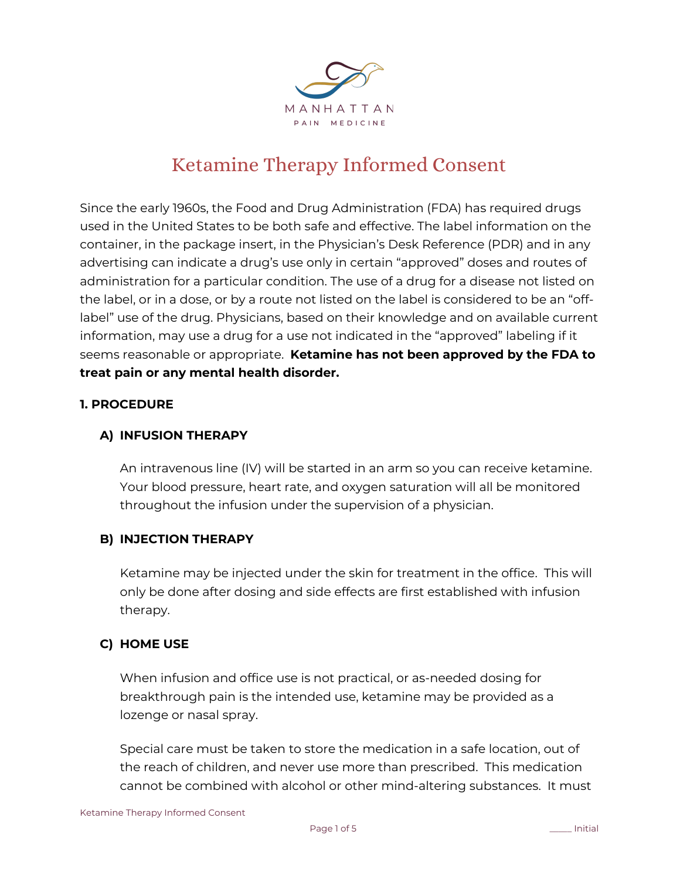MANHATTAN

PAIN MEDICINE

# Ketamine Therapy Informed Consent

Since the early 1960s, the Food and Drug Administration (FDA) has required drugs used in the United States to be both safe and effective. The label information on the container, in the package insert, in the Physician's Desk Reference (PDR) and in any advertising can indicate a drug's use only in certain "approved" doses and routes of administration for a particular condition. The use of a drug for a disease not listed on the label, or in a dose, or by a route not listed on the label is considered to be an "off-label" use of the drug. Physicians, based on their knowledge and on available current information, may use a drug for a use not indicated in the "approved" labeling if it seems reasonable or appropriate. **Ketamine has not been approved by the FDA to treat pain or any mental health disorder.**

## 1. PROCEDURE

### A) INFUSION THERAPY

An intravenous line (IV) will be started in an arm so you can receive ketamine. Your blood pressure, heart rate, and oxygen saturation will all be monitored throughout the infusion under the supervision of a physician.

### B) INJECTION THERAPY

Ketamine may be injected under the skin for treatment in the office. This will only be done after dosing and side effects are first established with infusion therapy.

### C) HOME USE

When infusion and office use is not practical, or as-needed dosing for breakthrough pain is the intended use, ketamine may be provided as a lozenge or nasal spray.

Special care must be taken to store the medication in a safe location, out of the reach of children, and never use more than prescribed. This medication cannot be combined with alcohol or other mind-altering substances. It must

_____ Initial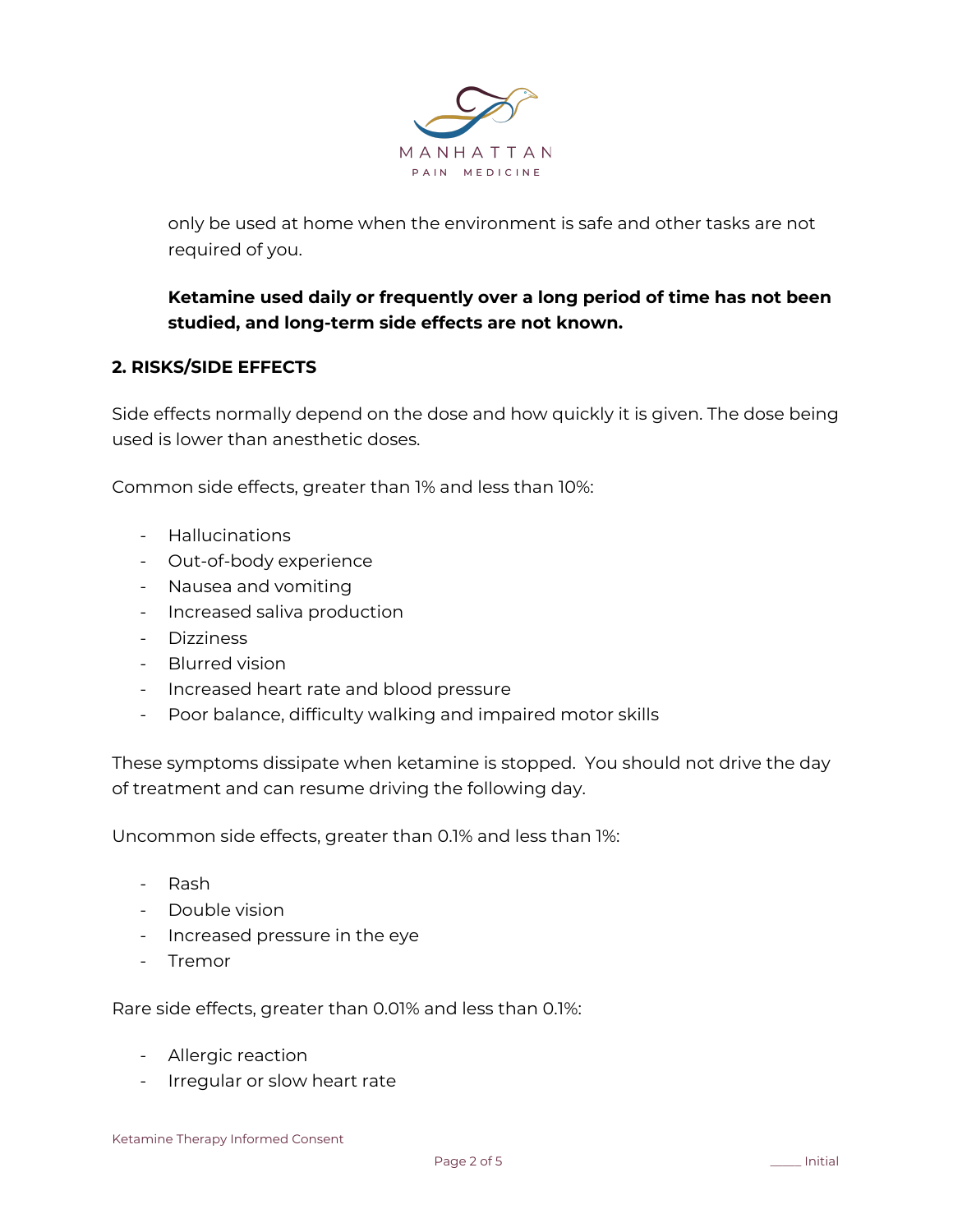only be used at home when the environment is safe and other tasks are not required of you.

**Ketamine used daily or frequently over a long period of time has not been studied, and long-term side effects are not known.**

## 2. RISKS/SIDE EFFECTS

Side effects normally depend on the dose and how quickly it is given. The dose being used is lower than anesthetic doses.

Common side effects, greater than 1% and less than 10%:

- Hallucinations
- Out-of-body experience
- Nausea and vomiting
- Increased saliva production
- Dizziness
- Blurred vision
- Increased heart rate and blood pressure
- Poor balance, difficulty walking and impaired motor skills

These symptoms dissipate when ketamine is stopped. You should not drive the day of treatment and can resume driving the following day.

Uncommon side effects, greater than 0.1% and less than 1%:

- Rash
- Double vision
- Increased pressure in the eye
- Tremor

Rare side effects, greater than 0.01% and less than 0.1%:

- Allergic reaction
- Irregular or slow heart rate

_____ Initial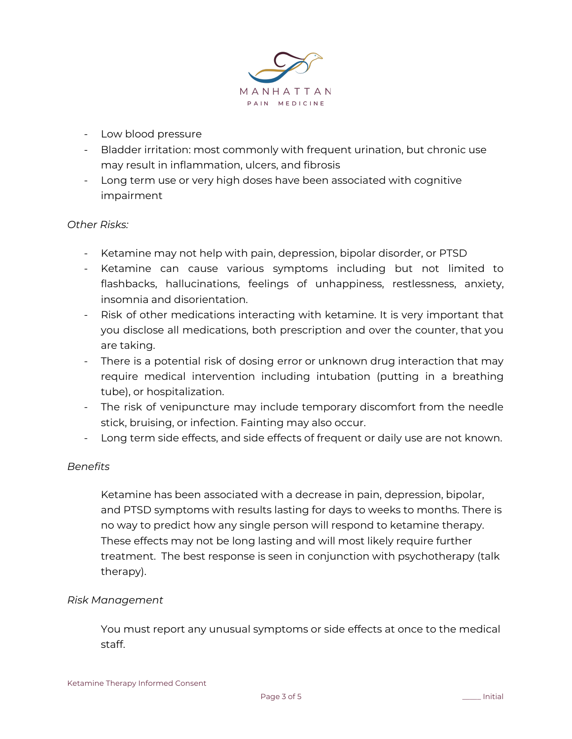- Low blood pressure
- Bladder irritation: most commonly with frequent urination, but chronic use may result in inflammation, ulcers, and fibrosis
- Long term use or very high doses have been associated with cognitive impairment

*Other Risks:*

- Ketamine may not help with pain, depression, bipolar disorder, or PTSD
- Ketamine can cause various symptoms including but not limited to flashbacks, hallucinations, feelings of unhappiness, restlessness, anxiety, insomnia and disorientation.
- Risk of other medications interacting with ketamine. It is very important that you disclose all medications, both prescription and over the counter, that you are taking.
- There is a potential risk of dosing error or unknown drug interaction that may require medical intervention including intubation (putting in a breathing tube), or hospitalization.
- The risk of venipuncture may include temporary discomfort from the needle stick, bruising, or infection. Fainting may also occur.
- Long term side effects, and side effects of frequent or daily use are not known.

*Benefits*

Ketamine has been associated with a decrease in pain, depression, bipolar, and PTSD symptoms with results lasting for days to weeks to months. There is no way to predict how any single person will respond to ketamine therapy. These effects may not be long lasting and will most likely require further treatment. The best response is seen in conjunction with psychotherapy (talk therapy).

*Risk Management*

You must report any unusual symptoms or side effects at once to the medical staff.

_____ Initial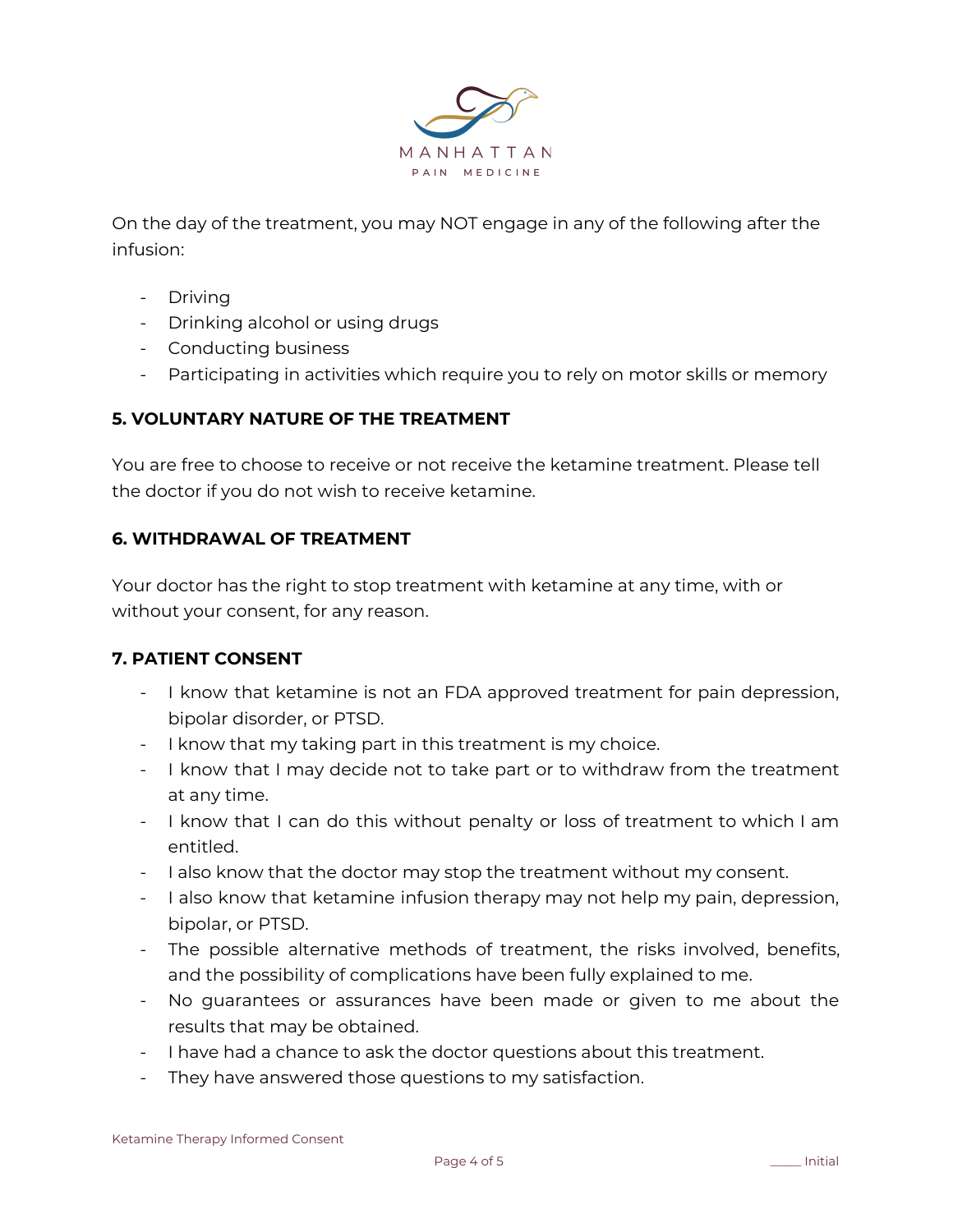On the day of the treatment, you may NOT engage in any of the following after the infusion:

- Driving
- Drinking alcohol or using drugs
- Conducting business
- Participating in activities which require you to rely on motor skills or memory

### 5. VOLUNTARY NATURE OF THE TREATMENT

You are free to choose to receive or not receive the ketamine treatment. Please tell the doctor if you do not wish to receive ketamine.

### 6. WITHDRAWAL OF TREATMENT

Your doctor has the right to stop treatment with ketamine at any time, with or without your consent, for any reason.

### 7. PATIENT CONSENT

- I know that ketamine is not an FDA approved treatment for pain depression, bipolar disorder, or PTSD.
- I know that my taking part in this treatment is my choice.
- I know that I may decide not to take part or to withdraw from the treatment at any time.
- I know that I can do this without penalty or loss of treatment to which I am entitled.
- I also know that the doctor may stop the treatment without my consent.
- I also know that ketamine infusion therapy may not help my pain, depression, bipolar, or PTSD.
- The possible alternative methods of treatment, the risks involved, benefits, and the possibility of complications have been fully explained to me.
- No guarantees or assurances have been made or given to me about the results that may be obtained.
- I have had a chance to ask the doctor questions about this treatment.
- They have answered those questions to my satisfaction.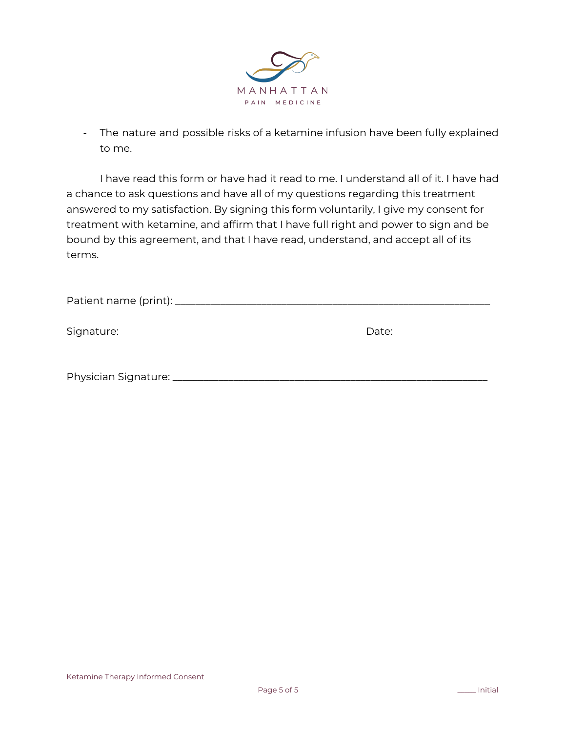- The nature and possible risks of a ketamine infusion have been fully explained to me.

I have read this form or have had it read to me. I understand all of it. I have had a chance to ask questions and have all of my questions regarding this treatment answered to my satisfaction. By signing this form voluntarily, I give my consent for treatment with ketamine, and affirm that I have full right and power to sign and be bound by this agreement, and that I have read, understand, and accept all of its terms.

Patient name (print): ____________________________________________________________

Signature: ___________________________________________ Date: __________________

Physician Signature: ____________________________________________________________

_____ Initial